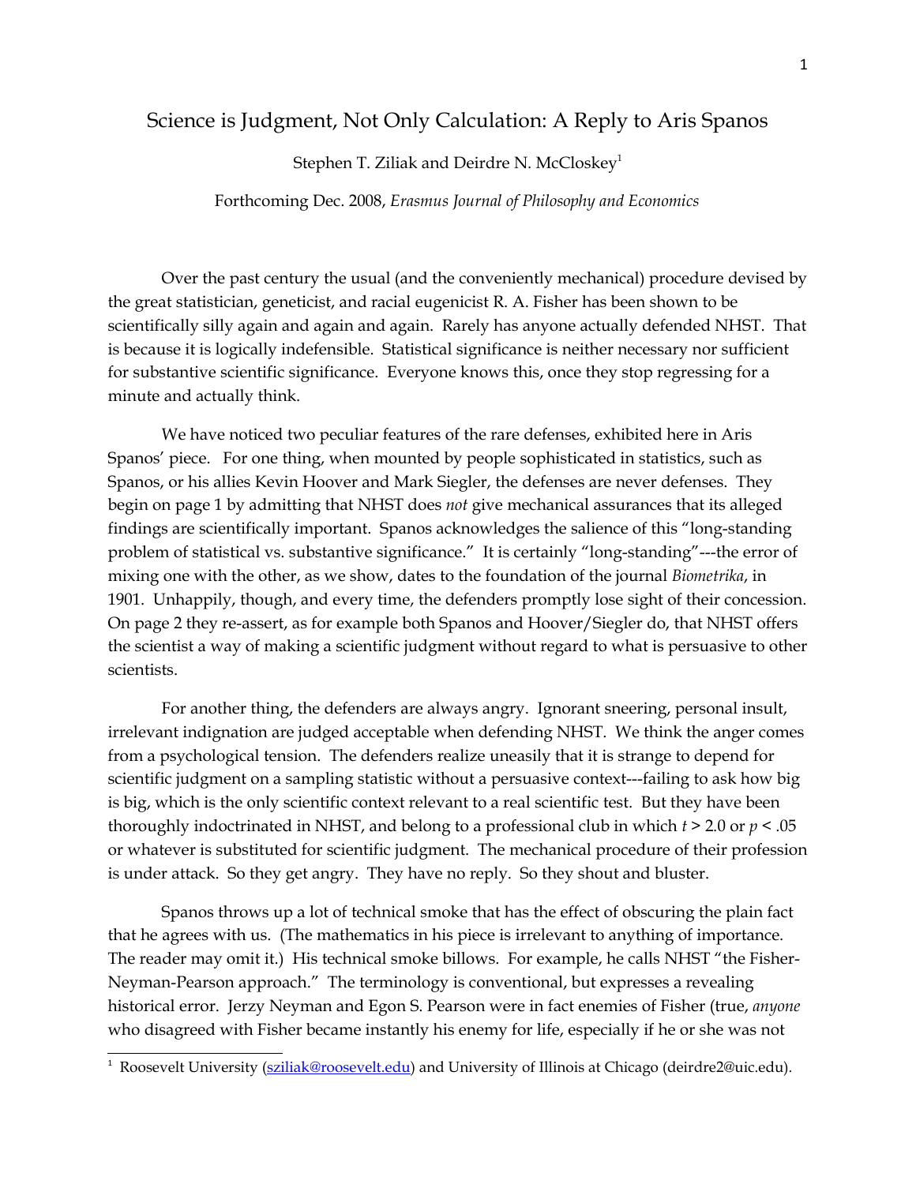# Science is Judgment, Not Only Calculation: A Reply to Aris Spanos

Stephen T. Ziliak and Deirdre N. McCloskey[1]

Forthcoming Dec. 2008, *Erasmus Journal of Philosophy and Economics*

Over the past century the usual (and the conveniently mechanical) procedure devised by the great statistician, geneticist, and racial eugenicist R. A. Fisher has been shown to be scientifically silly again and again and again. Rarely has anyone actually defended NHST. That is because it is logically indefensible. Statistical significance is neither necessary nor sufficient for substantive scientific significance. Everyone knows this, once they stop regressing for a minute and actually think.

We have noticed two peculiar features of the rare defenses, exhibited here in Aris Spanos' piece. For one thing, when mounted by people sophisticated in statistics, such as Spanos, or his allies Kevin Hoover and Mark Siegler, the defenses are never defenses. They begin on page 1 by admitting that NHST does *not* give mechanical assurances that its alleged findings are scientifically important. Spanos acknowledges the salience of this "long-standing problem of statistical vs. substantive significance." It is certainly "long-standing"---the error of mixing one with the other, as we show, dates to the foundation of the journal *Biometrika*, in 1901. Unhappily, though, and every time, the defenders promptly lose sight of their concession. On page 2 they re-assert, as for example both Spanos and Hoover/Siegler do, that NHST offers the scientist a way of making a scientific judgment without regard to what is persuasive to other scientists.

For another thing, the defenders are always angry. Ignorant sneering, personal insult, irrelevant indignation are judged acceptable when defending NHST. We think the anger comes from a psychological tension. The defenders realize uneasily that it is strange to depend for scientific judgment on a sampling statistic without a persuasive context---failing to ask how big is big, which is the only scientific context relevant to a real scientific test. But they have been thoroughly indoctrinated in NHST, and belong to a professional club in which $t > 2.0$ or $p < .05$ or whatever is substituted for scientific judgment. The mechanical procedure of their profession is under attack. So they get angry. They have no reply. So they shout and bluster.

Spanos throws up a lot of technical smoke that has the effect of obscuring the plain fact that he agrees with us. (The mathematics in his piece is irrelevant to anything of importance. The reader may omit it.) His technical smoke billows. For example, he calls NHST "the Fisher-Neyman-Pearson approach." The terminology is conventional, but expresses a revealing historical error. Jerzy Neyman and Egon S. Pearson were in fact enemies of Fisher (true, *anyone* who disagreed with Fisher became instantly his enemy for life, especially if he or she was not

---

[1] Roosevelt University (sziliak@roosevelt.edu) and University of Illinois at Chicago (deirdre2@uic.edu).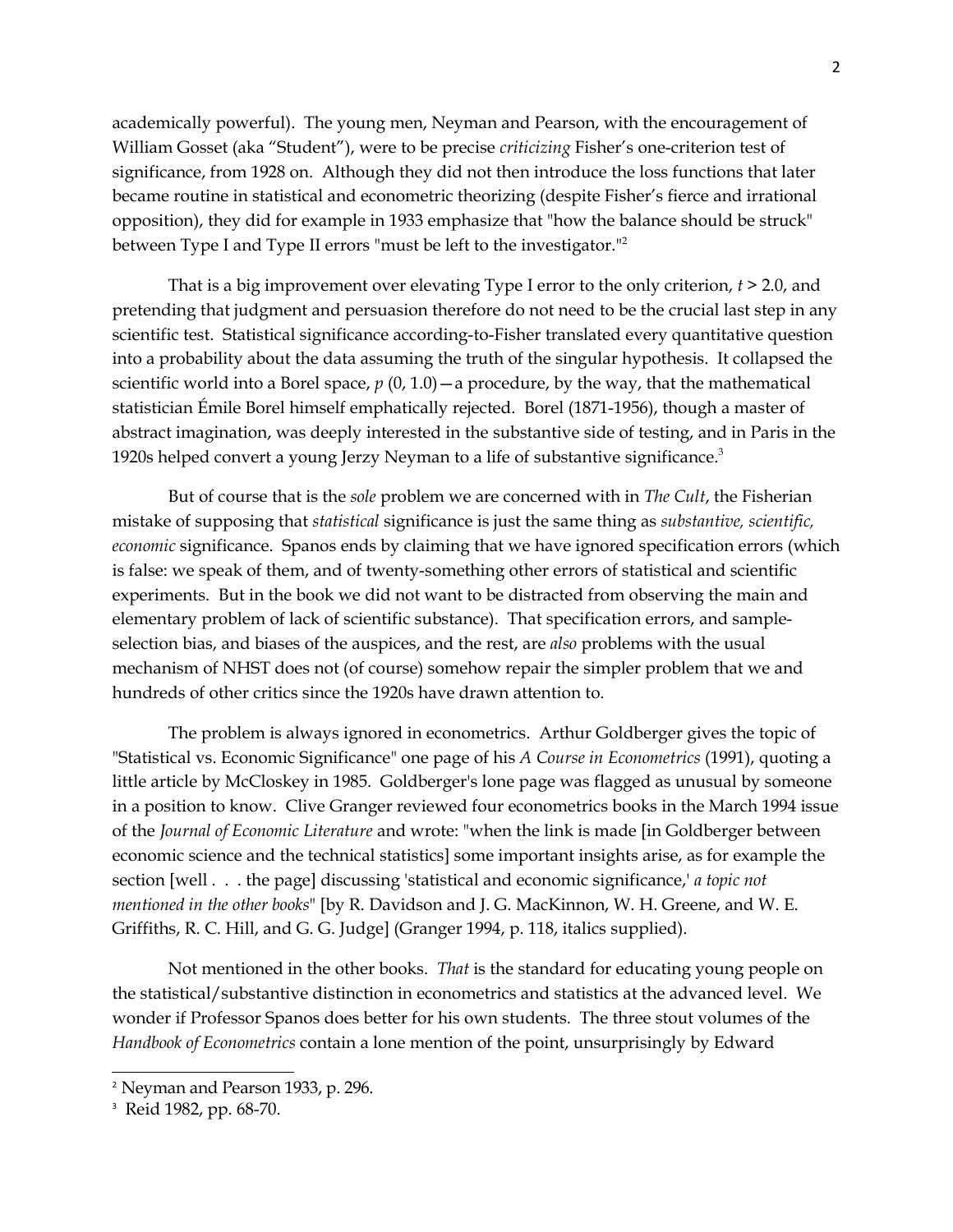academically powerful). The young men, Neyman and Pearson, with the encouragement of William Gosset (aka "Student"), were to be precise *criticizing* Fisher's one-criterion test of significance, from 1928 on. Although they did not then introduce the loss functions that later became routine in statistical and econometric theorizing (despite Fisher's fierce and irrational opposition), they did for example in 1933 emphasize that "how the balance should be struck" between Type I and Type II errors "must be left to the investigator."[2]

That is a big improvement over elevating Type I error to the only criterion, $t > 2.0$, and pretending that judgment and persuasion therefore do not need to be the crucial last step in any scientific test. Statistical significance according-to-Fisher translated every quantitative question into a probability about the data assuming the truth of the singular hypothesis. It collapsed the scientific world into a Borel space, $p$ (0, 1.0)—a procedure, by the way, that the mathematical statistician Émile Borel himself emphatically rejected. Borel (1871-1956), though a master of abstract imagination, was deeply interested in the substantive side of testing, and in Paris in the 1920s helped convert a young Jerzy Neyman to a life of substantive significance.[3]

But of course that is the *sole* problem we are concerned with in *The Cult*, the Fisherian mistake of supposing that *statistical* significance is just the same thing as *substantive, scientific, economic* significance. Spanos ends by claiming that we have ignored specification errors (which is false: we speak of them, and of twenty-something other errors of statistical and scientific experiments. But in the book we did not want to be distracted from observing the main and elementary problem of lack of scientific substance). That specification errors, and sample-selection bias, and biases of the auspices, and the rest, are *also* problems with the usual mechanism of NHST does not (of course) somehow repair the simpler problem that we and hundreds of other critics since the 1920s have drawn attention to.

The problem is always ignored in econometrics. Arthur Goldberger gives the topic of "Statistical vs. Economic Significance" one page of his *A Course in Econometrics* (1991), quoting a little article by McCloskey in 1985. Goldberger's lone page was flagged as unusual by someone in a position to know. Clive Granger reviewed four econometrics books in the March 1994 issue of the *Journal of Economic Literature* and wrote: "when the link is made [in Goldberger between economic science and the technical statistics] some important insights arise, as for example the section [well . . . the page] discussing 'statistical and economic significance,' *a topic not mentioned in the other books*" [by R. Davidson and J. G. MacKinnon, W. H. Greene, and W. E. Griffiths, R. C. Hill, and G. G. Judge] (Granger 1994, p. 118, italics supplied).

Not mentioned in the other books. *That* is the standard for educating young people on the statistical/substantive distinction in econometrics and statistics at the advanced level. We wonder if Professor Spanos does better for his own students. The three stout volumes of the *Handbook of Econometrics* contain a lone mention of the point, unsurprisingly by Edward

---

[2] Neyman and Pearson 1933, p. 296.

[3] Reid 1982, pp. 68-70.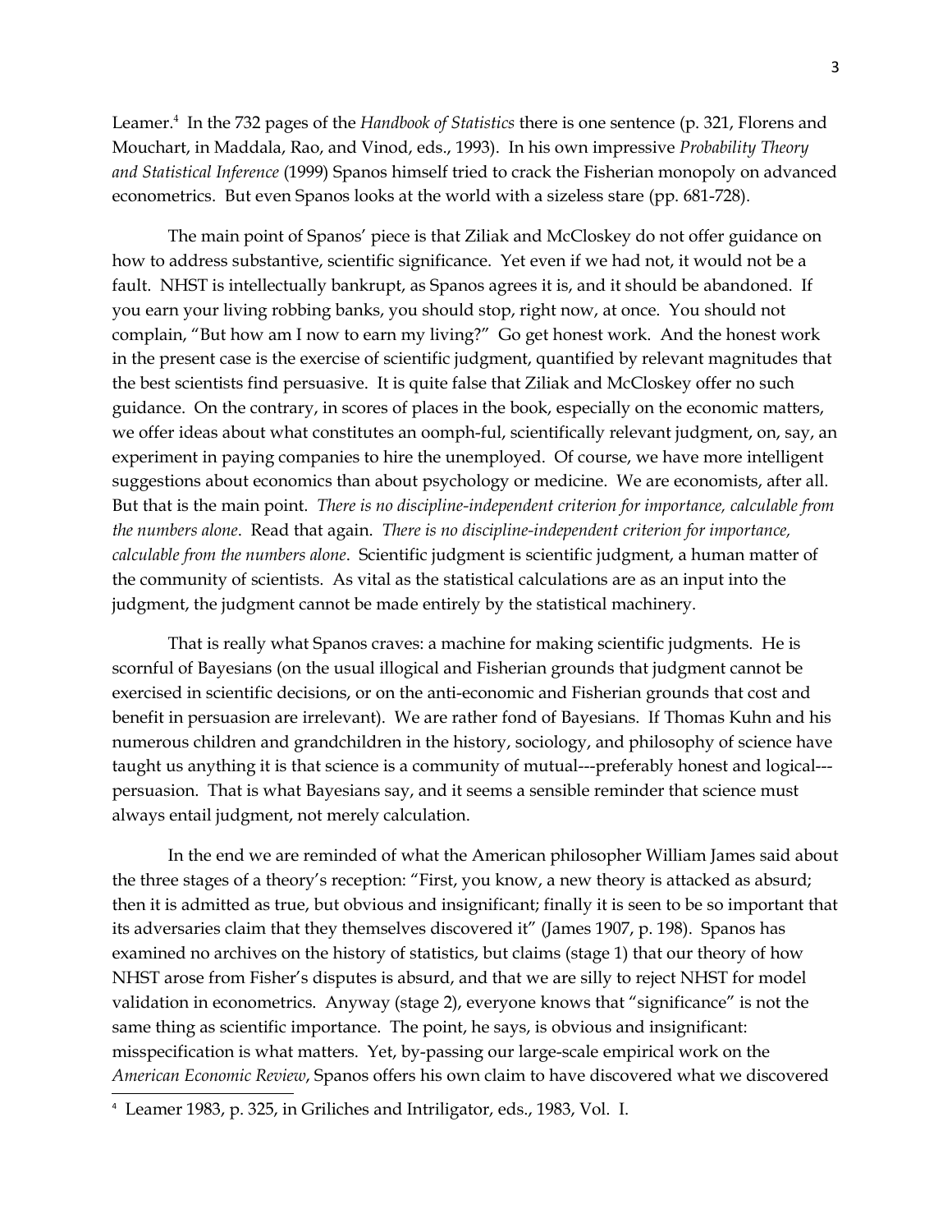Leamer.[4] In the 732 pages of the *Handbook of Statistics* there is one sentence (p. 321, Florens and Mouchart, in Maddala, Rao, and Vinod, eds., 1993). In his own impressive *Probability Theory and Statistical Inference* (1999) Spanos himself tried to crack the Fisherian monopoly on advanced econometrics. But even Spanos looks at the world with a sizeless stare (pp. 681-728).

The main point of Spanos' piece is that Ziliak and McCloskey do not offer guidance on how to address substantive, scientific significance. Yet even if we had not, it would not be a fault. NHST is intellectually bankrupt, as Spanos agrees it is, and it should be abandoned. If you earn your living robbing banks, you should stop, right now, at once. You should not complain, "But how am I now to earn my living?" Go get honest work. And the honest work in the present case is the exercise of scientific judgment, quantified by relevant magnitudes that the best scientists find persuasive. It is quite false that Ziliak and McCloskey offer no such guidance. On the contrary, in scores of places in the book, especially on the economic matters, we offer ideas about what constitutes an oomph-ful, scientifically relevant judgment, on, say, an experiment in paying companies to hire the unemployed. Of course, we have more intelligent suggestions about economics than about psychology or medicine. We are economists, after all. But that is the main point. *There is no discipline-independent criterion for importance, calculable from the numbers alone*. Read that again. *There is no discipline-independent criterion for importance, calculable from the numbers alone*. Scientific judgment is scientific judgment, a human matter of the community of scientists. As vital as the statistical calculations are as an input into the judgment, the judgment cannot be made entirely by the statistical machinery.

That is really what Spanos craves: a machine for making scientific judgments. He is scornful of Bayesians (on the usual illogical and Fisherian grounds that judgment cannot be exercised in scientific decisions, or on the anti-economic and Fisherian grounds that cost and benefit in persuasion are irrelevant). We are rather fond of Bayesians. If Thomas Kuhn and his numerous children and grandchildren in the history, sociology, and philosophy of science have taught us anything it is that science is a community of mutual---preferably honest and logical---persuasion. That is what Bayesians say, and it seems a sensible reminder that science must always entail judgment, not merely calculation.

In the end we are reminded of what the American philosopher William James said about the three stages of a theory's reception: "First, you know, a new theory is attacked as absurd; then it is admitted as true, but obvious and insignificant; finally it is seen to be so important that its adversaries claim that they themselves discovered it" (James 1907, p. 198). Spanos has examined no archives on the history of statistics, but claims (stage 1) that our theory of how NHST arose from Fisher's disputes is absurd, and that we are silly to reject NHST for model validation in econometrics. Anyway (stage 2), everyone knows that "significance" is not the same thing as scientific importance. The point, he says, is obvious and insignificant: misspecification is what matters. Yet, by-passing our large-scale empirical work on the *American Economic Review*, Spanos offers his own claim to have discovered what we discovered

[4] Leamer 1983, p. 325, in Griliches and Intriligator, eds., 1983, Vol. I.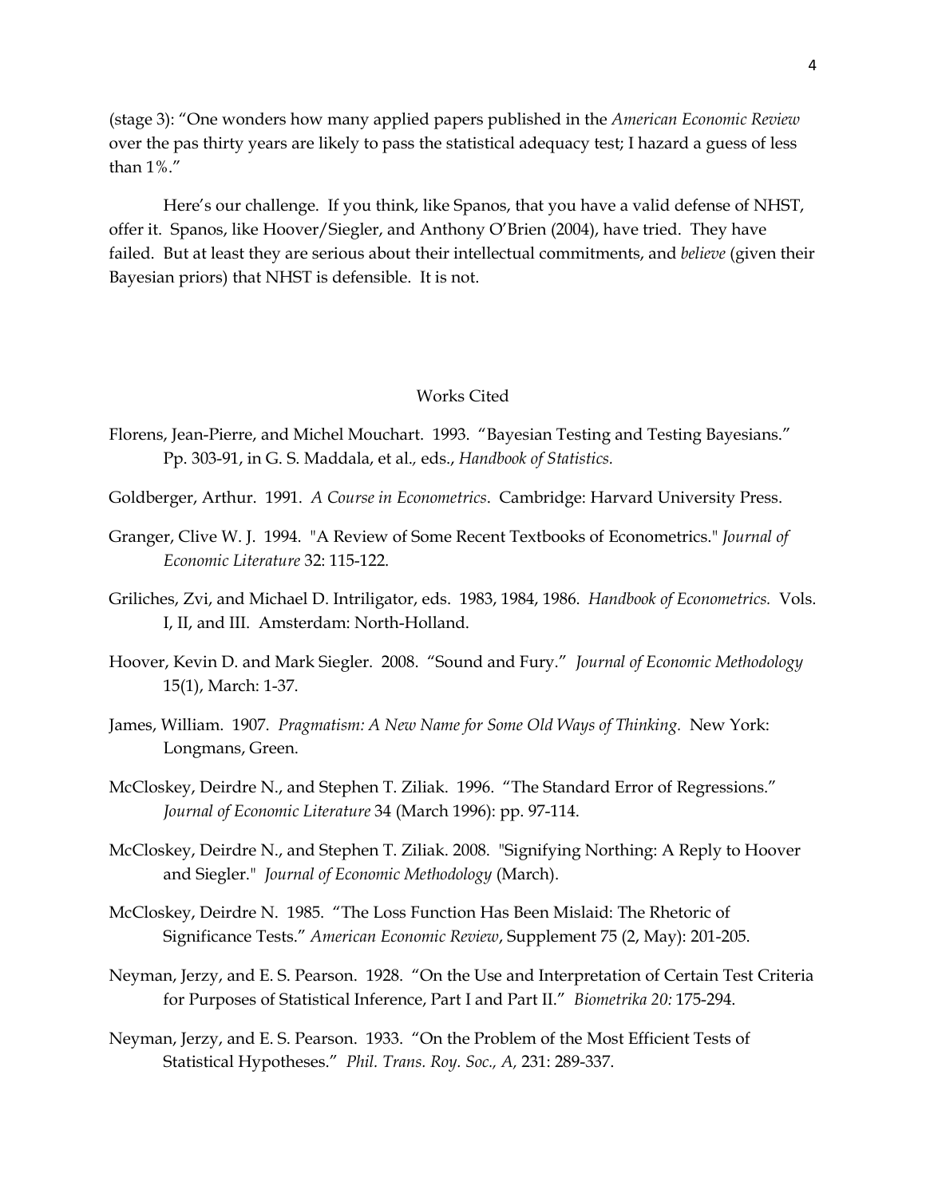(stage 3): "One wonders how many applied papers published in the *American Economic Review* over the pas thirty years are likely to pass the statistical adequacy test; I hazard a guess of less than 1%."

Here's our challenge. If you think, like Spanos, that you have a valid defense of NHST, offer it. Spanos, like Hoover/Siegler, and Anthony O'Brien (2004), have tried. They have failed. But at least they are serious about their intellectual commitments, and *believe* (given their Bayesian priors) that NHST is defensible. It is not.

## Works Cited

Florens, Jean-Pierre, and Michel Mouchart. 1993. "Bayesian Testing and Testing Bayesians." Pp. 303-91, in G. S. Maddala, et al., eds., *Handbook of Statistics.*

Goldberger, Arthur. 1991. *A Course in Econometrics*. Cambridge: Harvard University Press.

Granger, Clive W. J. 1994. "A Review of Some Recent Textbooks of Econometrics." *Journal of Economic Literature* 32: 115-122.

Griliches, Zvi, and Michael D. Intriligator, eds. 1983, 1984, 1986. *Handbook of Econometrics.* Vols. I, II, and III. Amsterdam: North-Holland.

Hoover, Kevin D. and Mark Siegler. 2008. "Sound and Fury." *Journal of Economic Methodology* 15(1), March: 1-37.

James, William. 1907. *Pragmatism: A New Name for Some Old Ways of Thinking.* New York: Longmans, Green.

McCloskey, Deirdre N., and Stephen T. Ziliak. 1996. "The Standard Error of Regressions." *Journal of Economic Literature* 34 (March 1996): pp. 97-114.

McCloskey, Deirdre N., and Stephen T. Ziliak. 2008. "Signifying Northing: A Reply to Hoover and Siegler." *Journal of Economic Methodology* (March).

McCloskey, Deirdre N. 1985. "The Loss Function Has Been Mislaid: The Rhetoric of Significance Tests." *American Economic Review*, Supplement 75 (2, May): 201-205.

Neyman, Jerzy, and E. S. Pearson. 1928. "On the Use and Interpretation of Certain Test Criteria for Purposes of Statistical Inference, Part I and Part II." *Biometrika 20:* 175-294.

Neyman, Jerzy, and E. S. Pearson. 1933. "On the Problem of the Most Efficient Tests of Statistical Hypotheses." *Phil. Trans. Roy. Soc., A,* 231: 289-337.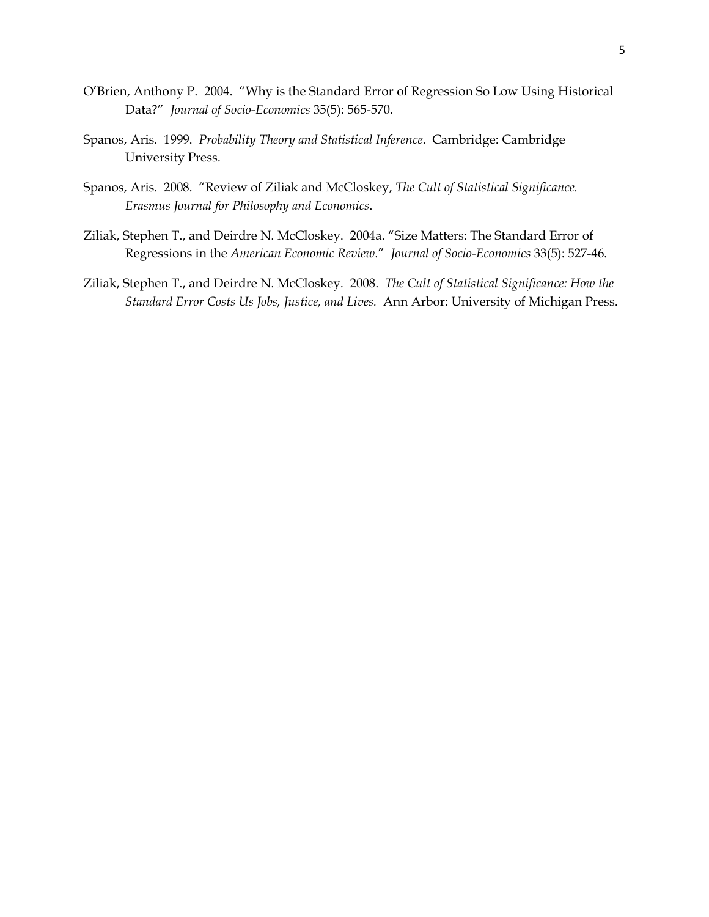O'Brien, Anthony P. 2004. "Why is the Standard Error of Regression So Low Using Historical Data?" *Journal of Socio-Economics* 35(5): 565-570.

Spanos, Aris. 1999. *Probability Theory and Statistical Inference*. Cambridge: Cambridge University Press.

Spanos, Aris. 2008. "Review of Ziliak and McCloskey, *The Cult of Statistical Significance. Erasmus Journal for Philosophy and Economics*.

Ziliak, Stephen T., and Deirdre N. McCloskey. 2004a. "Size Matters: The Standard Error of Regressions in the *American Economic Review*." *Journal of Socio-Economics* 33(5): 527-46.

Ziliak, Stephen T., and Deirdre N. McCloskey. 2008. *The Cult of Statistical Significance: How the Standard Error Costs Us Jobs, Justice, and Lives.* Ann Arbor: University of Michigan Press.